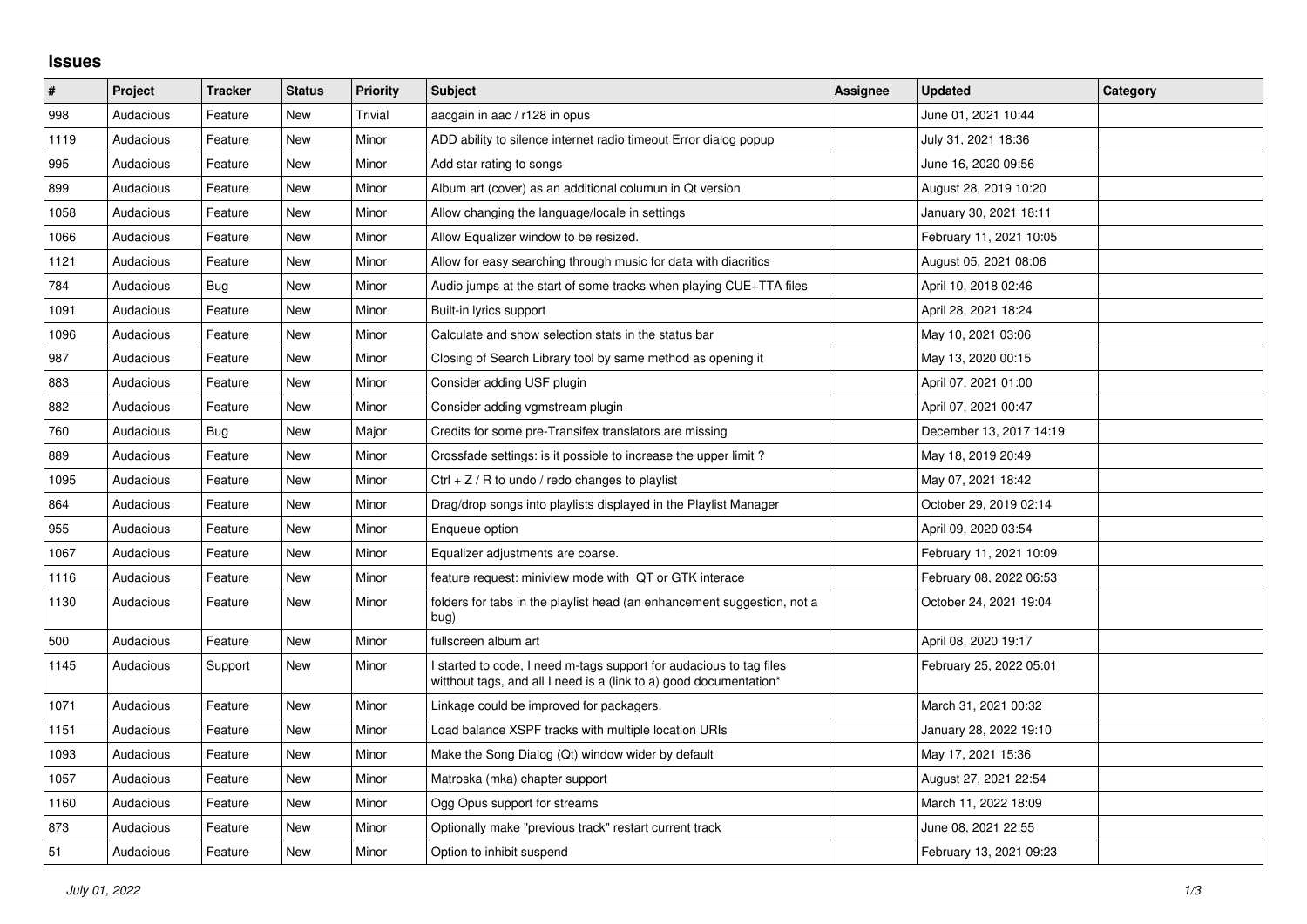## Issues

| # | Project | Tracker | Status | Priority | Subject | Assignee | Updated | Category |
|---|---|---|---|---|---|---|---|---|
| 998 | Audacious | Feature | New | Trivial | aacgain in aac / r128 in opus | | June 01, 2021 10:44 | |
| 1119 | Audacious | Feature | New | Minor | ADD ability to silence internet radio timeout Error dialog popup | | July 31, 2021 18:36 | |
| 995 | Audacious | Feature | New | Minor | Add star rating to songs | | June 16, 2020 09:56 | |
| 899 | Audacious | Feature | New | Minor | Album art (cover) as an additional columun in Qt version | | August 28, 2019 10:20 | |
| 1058 | Audacious | Feature | New | Minor | Allow changing the language/locale in settings | | January 30, 2021 18:11 | |
| 1066 | Audacious | Feature | New | Minor | Allow Equalizer window to be resized. | | February 11, 2021 10:05 | |
| 1121 | Audacious | Feature | New | Minor | Allow for easy searching through music for data with diacritics | | August 05, 2021 08:06 | |
| 784 | Audacious | Bug | New | Minor | Audio jumps at the start of some tracks when playing CUE+TTA files | | April 10, 2018 02:46 | |
| 1091 | Audacious | Feature | New | Minor | Built-in lyrics support | | April 28, 2021 18:24 | |
| 1096 | Audacious | Feature | New | Minor | Calculate and show selection stats in the status bar | | May 10, 2021 03:06 | |
| 987 | Audacious | Feature | New | Minor | Closing of Search Library tool by same method as opening it | | May 13, 2020 00:15 | |
| 883 | Audacious | Feature | New | Minor | Consider adding USF plugin | | April 07, 2021 01:00 | |
| 882 | Audacious | Feature | New | Minor | Consider adding vgmstream plugin | | April 07, 2021 00:47 | |
| 760 | Audacious | Bug | New | Major | Credits for some pre-Transifex translators are missing | | December 13, 2017 14:19 | |
| 889 | Audacious | Feature | New | Minor | Crossfade settings: is it possible to increase the upper limit ? | | May 18, 2019 20:49 | |
| 1095 | Audacious | Feature | New | Minor | Ctrl + Z / R to undo / redo changes to playlist | | May 07, 2021 18:42 | |
| 864 | Audacious | Feature | New | Minor | Drag/drop songs into playlists displayed in the Playlist Manager | | October 29, 2019 02:14 | |
| 955 | Audacious | Feature | New | Minor | Enqueue option | | April 09, 2020 03:54 | |
| 1067 | Audacious | Feature | New | Minor | Equalizer adjustments are coarse. | | February 11, 2021 10:09 | |
| 1116 | Audacious | Feature | New | Minor | feature request: miniview mode with QT or GTK interace | | February 08, 2022 06:53 | |
| 1130 | Audacious | Feature | New | Minor | folders for tabs in the playlist head (an enhancement suggestion, not a bug) | | October 24, 2021 19:04 | |
| 500 | Audacious | Feature | New | Minor | fullscreen album art | | April 08, 2020 19:17 | |
| 1145 | Audacious | Support | New | Minor | I started to code, I need m-tags support for audacious to tag files witthout tags, and all I need is a (link to a) good documentation* | | February 25, 2022 05:01 | |
| 1071 | Audacious | Feature | New | Minor | Linkage could be improved for packagers. | | March 31, 2021 00:32 | |
| 1151 | Audacious | Feature | New | Minor | Load balance XSPF tracks with multiple location URIs | | January 28, 2022 19:10 | |
| 1093 | Audacious | Feature | New | Minor | Make the Song Dialog (Qt) window wider by default | | May 17, 2021 15:36 | |
| 1057 | Audacious | Feature | New | Minor | Matroska (mka) chapter support | | August 27, 2021 22:54 | |
| 1160 | Audacious | Feature | New | Minor | Ogg Opus support for streams | | March 11, 2022 18:09 | |
| 873 | Audacious | Feature | New | Minor | Optionally make "previous track" restart current track | | June 08, 2021 22:55 | |
| 51 | Audacious | Feature | New | Minor | Option to inhibit suspend | | February 13, 2021 09:23 | |

*July 01, 2022*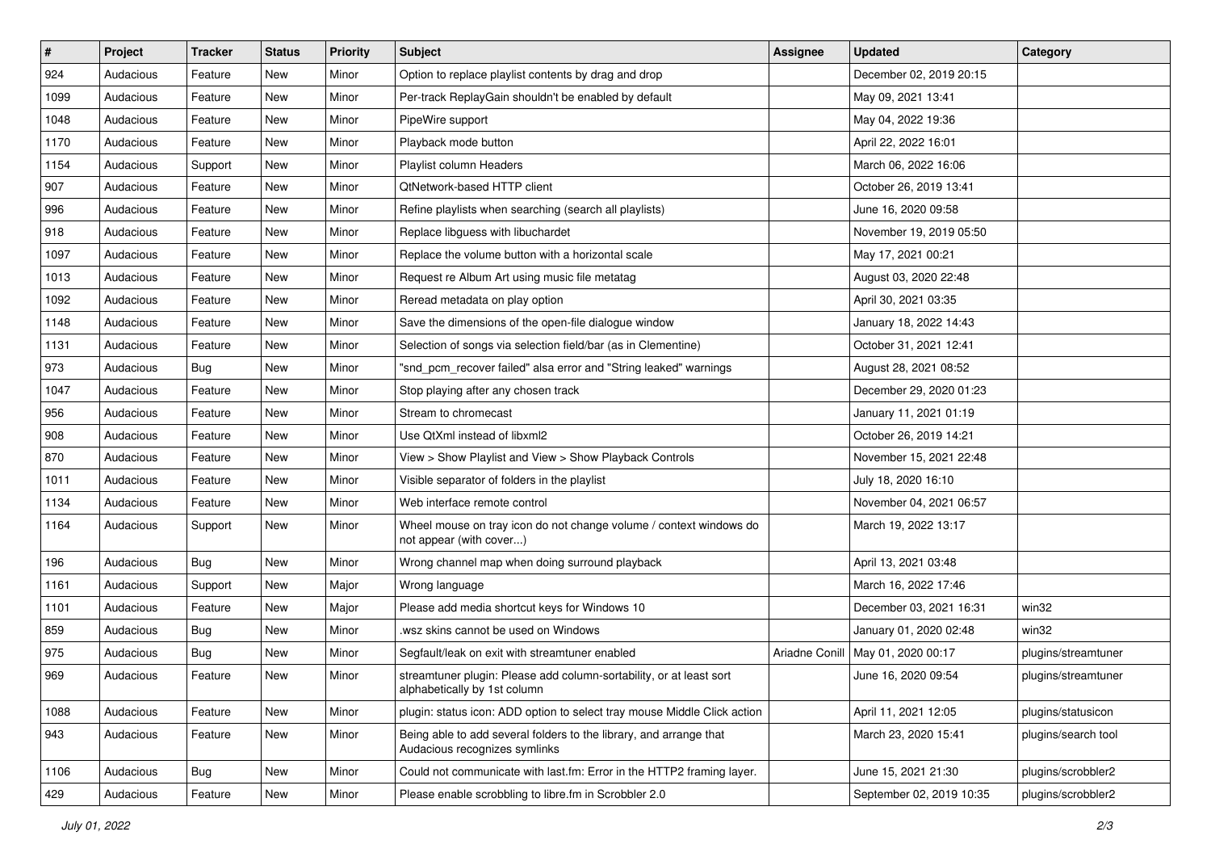| # | Project | Tracker | Status | Priority | Subject | Assignee | Updated | Category |
|---|---|---|---|---|---|---|---|---|
| 924 | Audacious | Feature | New | Minor | Option to replace playlist contents by drag and drop | | December 02, 2019 20:15 | |
| 1099 | Audacious | Feature | New | Minor | Per-track ReplayGain shouldn't be enabled by default | | May 09, 2021 13:41 | |
| 1048 | Audacious | Feature | New | Minor | PipeWire support | | May 04, 2022 19:36 | |
| 1170 | Audacious | Feature | New | Minor | Playback mode button | | April 22, 2022 16:01 | |
| 1154 | Audacious | Support | New | Minor | Playlist column Headers | | March 06, 2022 16:06 | |
| 907 | Audacious | Feature | New | Minor | QtNetwork-based HTTP client | | October 26, 2019 13:41 | |
| 996 | Audacious | Feature | New | Minor | Refine playlists when searching (search all playlists) | | June 16, 2020 09:58 | |
| 918 | Audacious | Feature | New | Minor | Replace libguess with libuchardet | | November 19, 2019 05:50 | |
| 1097 | Audacious | Feature | New | Minor | Replace the volume button with a horizontal scale | | May 17, 2021 00:21 | |
| 1013 | Audacious | Feature | New | Minor | Request re Album Art using music file metatag | | August 03, 2020 22:48 | |
| 1092 | Audacious | Feature | New | Minor | Reread metadata on play option | | April 30, 2021 03:35 | |
| 1148 | Audacious | Feature | New | Minor | Save the dimensions of the open-file dialogue window | | January 18, 2022 14:43 | |
| 1131 | Audacious | Feature | New | Minor | Selection of songs via selection field/bar (as in Clementine) | | October 31, 2021 12:41 | |
| 973 | Audacious | Bug | New | Minor | "snd_pcm_recover failed" alsa error and "String leaked" warnings | | August 28, 2021 08:52 | |
| 1047 | Audacious | Feature | New | Minor | Stop playing after any chosen track | | December 29, 2020 01:23 | |
| 956 | Audacious | Feature | New | Minor | Stream to chromecast | | January 11, 2021 01:19 | |
| 908 | Audacious | Feature | New | Minor | Use QtXml instead of libxml2 | | October 26, 2019 14:21 | |
| 870 | Audacious | Feature | New | Minor | View > Show Playlist and View > Show Playback Controls | | November 15, 2021 22:48 | |
| 1011 | Audacious | Feature | New | Minor | Visible separator of folders in the playlist | | July 18, 2020 16:10 | |
| 1134 | Audacious | Feature | New | Minor | Web interface remote control | | November 04, 2021 06:57 | |
| 1164 | Audacious | Support | New | Minor | Wheel mouse on tray icon do not change volume / context windows do not appear (with cover...) | | March 19, 2022 13:17 | |
| 196 | Audacious | Bug | New | Minor | Wrong channel map when doing surround playback | | April 13, 2021 03:48 | |
| 1161 | Audacious | Support | New | Major | Wrong language | | March 16, 2022 17:46 | |
| 1101 | Audacious | Feature | New | Major | Please add media shortcut keys for Windows 10 | | December 03, 2021 16:31 | win32 |
| 859 | Audacious | Bug | New | Minor | .wsz skins cannot be used on Windows | | January 01, 2020 02:48 | win32 |
| 975 | Audacious | Bug | New | Minor | Segfault/leak on exit with streamtuner enabled | Ariadne Conill | May 01, 2020 00:17 | plugins/streamtuner |
| 969 | Audacious | Feature | New | Minor | streamtuner plugin: Please add column-sortability, or at least sort alphabetically by 1st column | | June 16, 2020 09:54 | plugins/streamtuner |
| 1088 | Audacious | Feature | New | Minor | plugin: status icon: ADD option to select tray mouse Middle Click action | | April 11, 2021 12:05 | plugins/statusicon |
| 943 | Audacious | Feature | New | Minor | Being able to add several folders to the library, and arrange that Audacious recognizes symlinks | | March 23, 2020 15:41 | plugins/search tool |
| 1106 | Audacious | Bug | New | Minor | Could not communicate with last.fm: Error in the HTTP2 framing layer. | | June 15, 2021 21:30 | plugins/scrobbler2 |
| 429 | Audacious | Feature | New | Minor | Please enable scrobbling to libre.fm in Scrobbler 2.0 | | September 02, 2019 10:35 | plugins/scrobbler2 |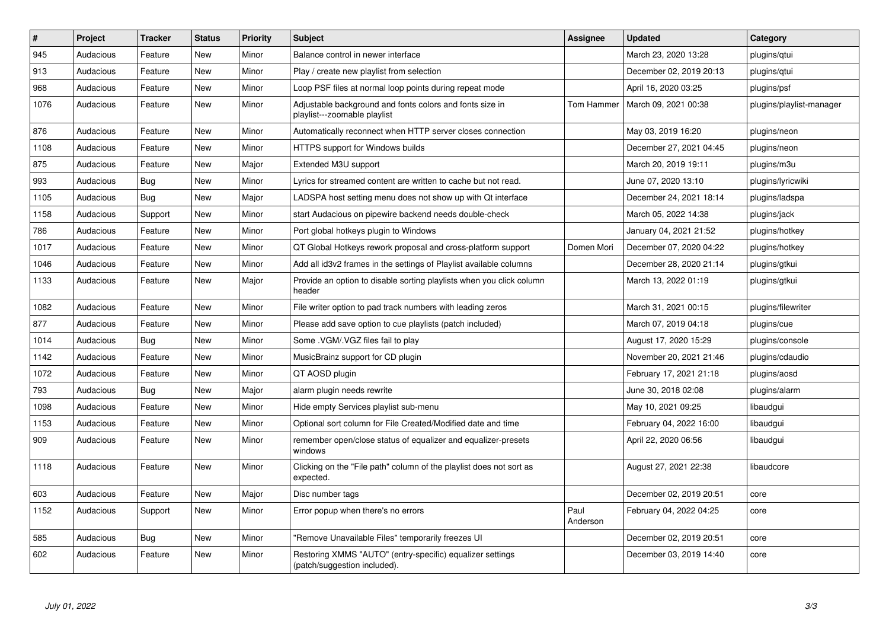| # | Project | Tracker | Status | Priority | Subject | Assignee | Updated | Category |
|---|---|---|---|---|---|---|---|---|
| 945 | Audacious | Feature | New | Minor | Balance control in newer interface | | March 23, 2020 13:28 | plugins/qtui |
| 913 | Audacious | Feature | New | Minor | Play / create new playlist from selection | | December 02, 2019 20:13 | plugins/qtui |
| 968 | Audacious | Feature | New | Minor | Loop PSF files at normal loop points during repeat mode | | April 16, 2020 03:25 | plugins/psf |
| 1076 | Audacious | Feature | New | Minor | Adjustable background and fonts colors and fonts size in playlist---zoomable playlist | Tom Hammer | March 09, 2021 00:38 | plugins/playlist-manager |
| 876 | Audacious | Feature | New | Minor | Automatically reconnect when HTTP server closes connection | | May 03, 2019 16:20 | plugins/neon |
| 1108 | Audacious | Feature | New | Minor | HTTPS support for Windows builds | | December 27, 2021 04:45 | plugins/neon |
| 875 | Audacious | Feature | New | Major | Extended M3U support | | March 20, 2019 19:11 | plugins/m3u |
| 993 | Audacious | Bug | New | Minor | Lyrics for streamed content are written to cache but not read. | | June 07, 2020 13:10 | plugins/lyricwiki |
| 1105 | Audacious | Bug | New | Major | LADSPA host setting menu does not show up with Qt interface | | December 24, 2021 18:14 | plugins/ladspa |
| 1158 | Audacious | Support | New | Minor | start Audacious on pipewire backend needs double-check | | March 05, 2022 14:38 | plugins/jack |
| 786 | Audacious | Feature | New | Minor | Port global hotkeys plugin to Windows | | January 04, 2021 21:52 | plugins/hotkey |
| 1017 | Audacious | Feature | New | Minor | QT Global Hotkeys rework proposal and cross-platform support | Domen Mori | December 07, 2020 04:22 | plugins/hotkey |
| 1046 | Audacious | Feature | New | Minor | Add all id3v2 frames in the settings of Playlist available columns | | December 28, 2020 21:14 | plugins/gtkui |
| 1133 | Audacious | Feature | New | Major | Provide an option to disable sorting playlists when you click column header | | March 13, 2022 01:19 | plugins/gtkui |
| 1082 | Audacious | Feature | New | Minor | File writer option to pad track numbers with leading zeros | | March 31, 2021 00:15 | plugins/filewriter |
| 877 | Audacious | Feature | New | Minor | Please add save option to cue playlists (patch included) | | March 07, 2019 04:18 | plugins/cue |
| 1014 | Audacious | Bug | New | Minor | Some .VGM/.VGZ files fail to play | | August 17, 2020 15:29 | plugins/console |
| 1142 | Audacious | Feature | New | Minor | MusicBrainz support for CD plugin | | November 20, 2021 21:46 | plugins/cdaudio |
| 1072 | Audacious | Feature | New | Minor | QT AOSD plugin | | February 17, 2021 21:18 | plugins/aosd |
| 793 | Audacious | Bug | New | Major | alarm plugin needs rewrite | | June 30, 2018 02:08 | plugins/alarm |
| 1098 | Audacious | Feature | New | Minor | Hide empty Services playlist sub-menu | | May 10, 2021 09:25 | libaudgui |
| 1153 | Audacious | Feature | New | Minor | Optional sort column for File Created/Modified date and time | | February 04, 2022 16:00 | libaudgui |
| 909 | Audacious | Feature | New | Minor | remember open/close status of equalizer and equalizer-presets windows | | April 22, 2020 06:56 | libaudgui |
| 1118 | Audacious | Feature | New | Minor | Clicking on the "File path" column of the playlist does not sort as expected. | | August 27, 2021 22:38 | libaudcore |
| 603 | Audacious | Feature | New | Major | Disc number tags | | December 02, 2019 20:51 | core |
| 1152 | Audacious | Support | New | Minor | Error popup when there's no errors | Paul Anderson | February 04, 2022 04:25 | core |
| 585 | Audacious | Bug | New | Minor | "Remove Unavailable Files" temporarily freezes UI | | December 02, 2019 20:51 | core |
| 602 | Audacious | Feature | New | Minor | Restoring XMMS "AUTO" (entry-specific) equalizer settings (patch/suggestion included). | | December 03, 2019 14:40 | core |

*July 01, 2022*